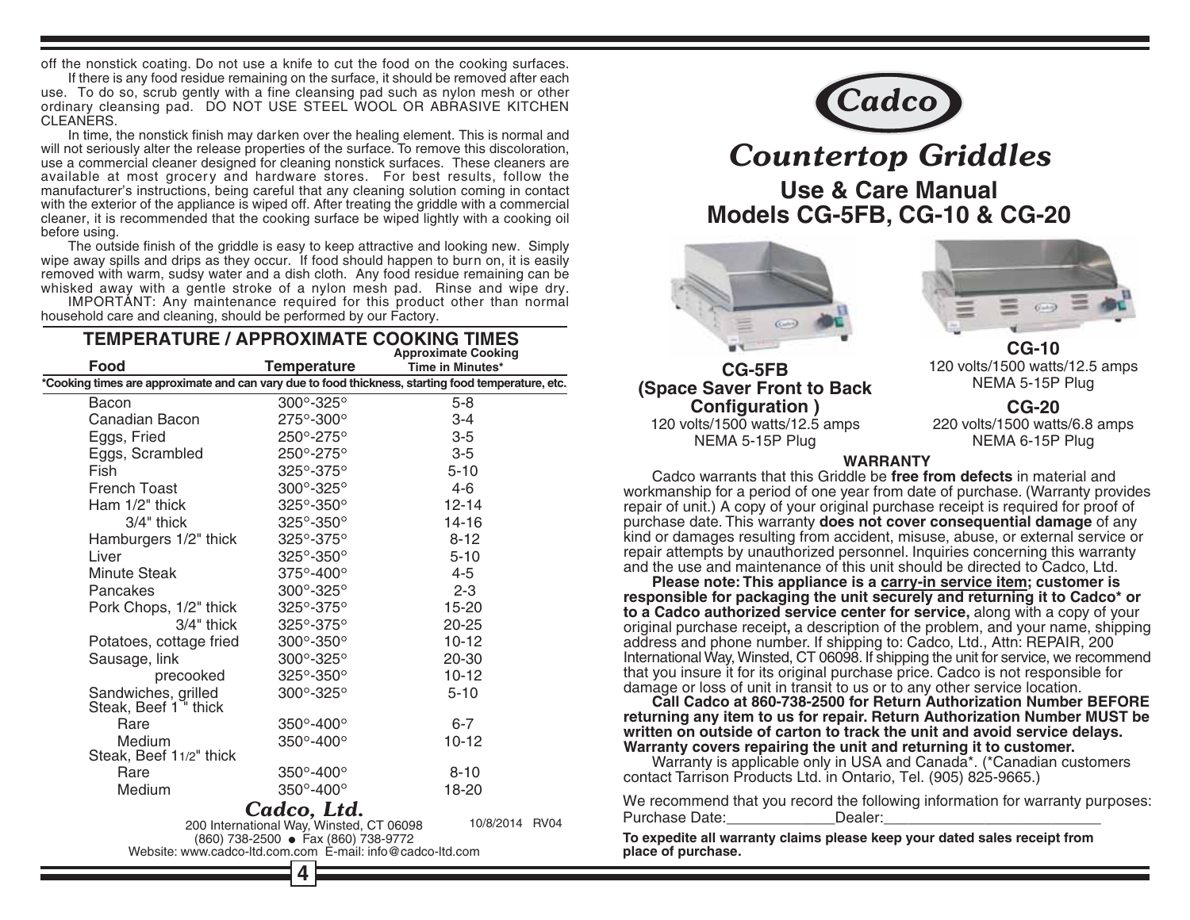off the nonstick coating. Do not use a knife to cut the food on the cooking surfaces.

If there is any food residue remaining on the surface, it should be removed after each use. To do so, scrub gently with a fine cleansing pad such as nylon mesh or other ordinary cleansing pad. DO NOT USE STEEL WOOL OR ABRASIVE KITCHEN CLEANERS.

In time, the nonstick finish may darken over the healing element. This is normal and will not seriously alter the release properties of the surface. To remove this discoloration, use a commercial cleaner designed for cleaning nonstick surfaces. These cleaners are available at most grocery and hardware stores. For best results, follow the manufacturer's instructions, being careful that any cleaning solution coming in contact with the exterior of the appliance is wiped off. After treating the griddle with a commercial cleaner, it is recommended that the cooking surface be wiped lightly with a cooking oil before using.

The outside finish of the griddle is easy to keep attractive and looking new. Simply wipe away spills and drips as they occur. If food should happen to burn on, it is easily removed with warm, sudsy water and a dish cloth. Any food residue remaining can be whisked away with a gentle stroke of a nylon mesh pad. Rinse and wipe dry.

IMPORTANT: Any maintenance required for this product other than normal household care and cleaning, should be performed by our Factory.

## TEMPERATURE / APPROXIMATE COOKING TIMES

| Food | Temperature | Approximate Cooking Time in Minutes* |
|---|---|---|
| Bacon | 300°-325° | 5-8 |
| Canadian Bacon | 275°-300° | 3-4 |
| Eggs, Fried | 250°-275° | 3-5 |
| Eggs, Scrambled | 250°-275° | 3-5 |
| Fish | 325°-375° | 5-10 |
| French Toast | 300°-325° | 4-6 |
| Ham 1/2" thick | 325°-350° | 12-14 |
| 3/4" thick | 325°-350° | 14-16 |
| Hamburgers 1/2" thick | 325°-375° | 8-12 |
| Liver | 325°-350° | 5-10 |
| Minute Steak | 375°-400° | 4-5 |
| Pancakes | 300°-325° | 2-3 |
| Pork Chops, 1/2" thick | 325°-375° | 15-20 |
| 3/4" thick | 325°-375° | 20-25 |
| Potatoes, cottage fried | 300°-350° | 10-12 |
| Sausage, link | 300°-325° | 20-30 |
| precooked | 325°-350° | 10-12 |
| Sandwiches, grilled | 300°-325° | 5-10 |
| Steak, Beef 1" thick | | |
| Rare | 350°-400° | 6-7 |
| Medium | 350°-400° | 10-12 |
| Steak, Beef 1 1/2" thick | | |
| Rare | 350°-400° | 8-10 |
| Medium | 350°-400° | 18-20 |

*Cooking times are approximate and can vary due to food thickness, starting food temperature, etc.

*Cadco, Ltd.*
200 International Way, Winsted, CT 06098
(860) 738-2500 ● Fax (860) 738-9772
Website: www.cadco-ltd.com.com E-mail: info@cadco-ltd.com

10/8/2014 RV04

# Cadco

# *Countertop Griddles*

## Use & Care Manual
## Models CG-5FB, CG-10 & CG-20

**CG-5FB (Space Saver Front to Back Configuration )**
120 volts/1500 watts/12.5 amps
NEMA 5-15P Plug

**CG-10**
120 volts/1500 watts/12.5 amps
NEMA 5-15P Plug

**CG-20**
220 volts/1500 watts/6.8 amps
NEMA 6-15P Plug

### WARRANTY

Cadco warrants that this Griddle be **free from defects** in material and workmanship for a period of one year from date of purchase. (Warranty provides repair of unit.) A copy of your original purchase receipt is required for proof of purchase date. This warranty **does not cover consequential damage** of any kind or damages resulting from accident, misuse, abuse, or external service or repair attempts by unauthorized personnel. Inquiries concerning this warranty and the use and maintenance of this unit should be directed to Cadco, Ltd.

**Please note: This appliance is a carry-in service item; customer is responsible for packaging the unit securely and returning it to Cadco* or to a Cadco authorized service center for service,** along with a copy of your original purchase receipt**,** a description of the problem, and your name, shipping address and phone number. If shipping to: Cadco, Ltd., Attn: REPAIR, 200 International Way, Winsted, CT 06098. If shipping the unit for service, we recommend that you insure it for its original purchase price. Cadco is not responsible for damage or loss of unit in transit to us or to any other service location.

**Call Cadco at 860-738-2500 for Return Authorization Number BEFORE returning any item to us for repair. Return Authorization Number MUST be written on outside of carton to track the unit and avoid service delays. Warranty covers repairing the unit and returning it to customer.**

Warranty is applicable only in USA and Canada*. (*Canadian customers contact Tarrison Products Ltd. in Ontario, Tel. (905) 825-9665.)

We recommend that you record the following information for warranty purposes:
Purchase Date:_____________Dealer:__________________________

**To expedite all warranty claims please keep your dated sales receipt from place of purchase.**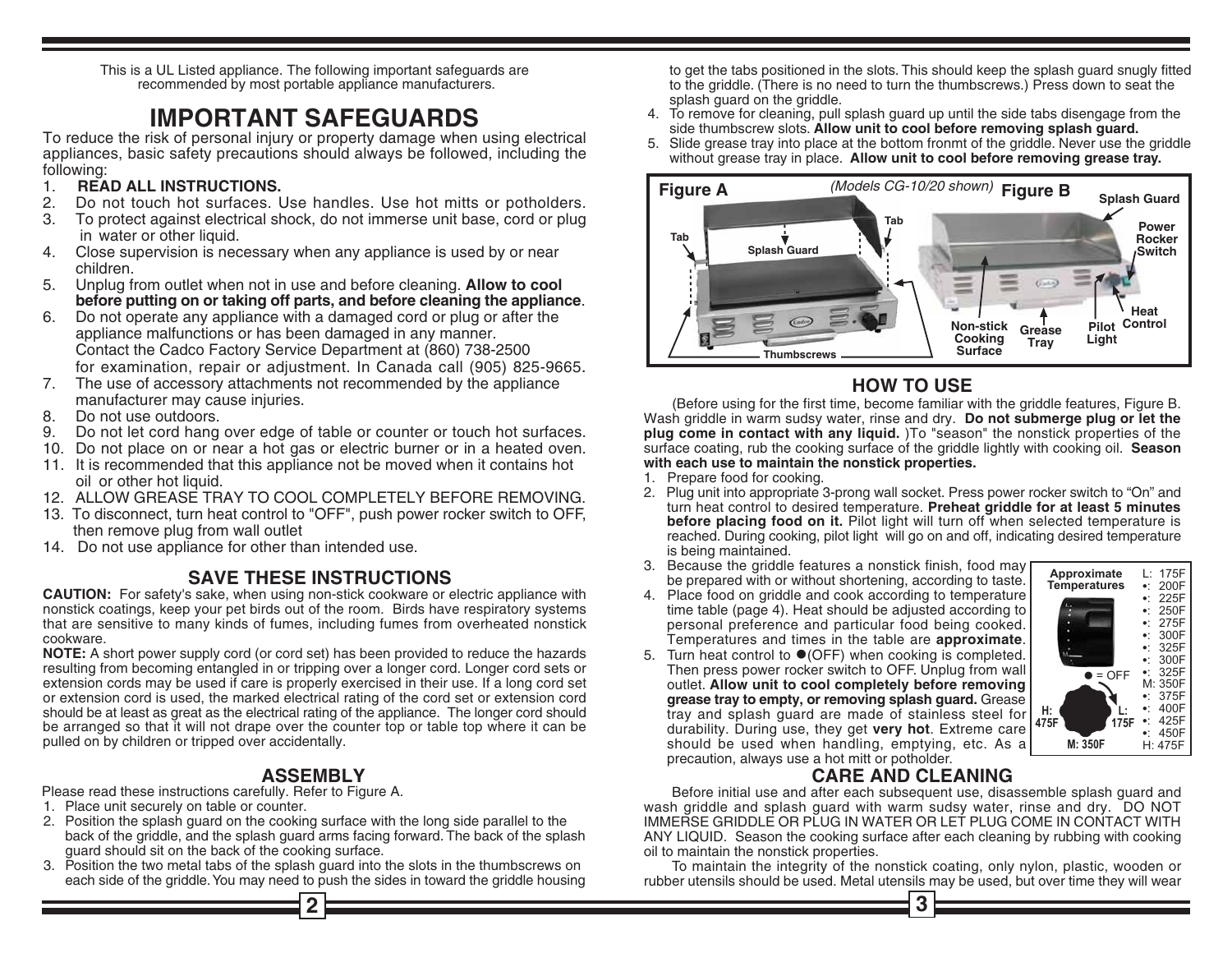This is a UL Listed appliance. The following important safeguards are recommended by most portable appliance manufacturers.

# IMPORTANT SAFEGUARDS

To reduce the risk of personal injury or property damage when using electrical appliances, basic safety precautions should always be followed, including the following:

1. **READ ALL INSTRUCTIONS.**
2. Do not touch hot surfaces. Use handles. Use hot mitts or potholders.
3. To protect against electrical shock, do not immerse unit base, cord or plug in water or other liquid.
4. Close supervision is necessary when any appliance is used by or near children.
5. Unplug from outlet when not in use and before cleaning. **Allow to cool before putting on or taking off parts, and before cleaning the appliance**.
6. Do not operate any appliance with a damaged cord or plug or after the appliance malfunctions or has been damaged in any manner. Contact the Cadco Factory Service Department at (860) 738-2500 for examination, repair or adjustment. In Canada call (905) 825-9665.
7. The use of accessory attachments not recommended by the appliance manufacturer may cause injuries.
8. Do not use outdoors.
9. Do not let cord hang over edge of table or counter or touch hot surfaces.
10. Do not place on or near a hot gas or electric burner or in a heated oven.
11. It is recommended that this appliance not be moved when it contains hot oil or other hot liquid.
12. ALLOW GREASE TRAY TO COOL COMPLETELY BEFORE REMOVING.
13. To disconnect, turn heat control to "OFF", push power rocker switch to OFF, then remove plug from wall outlet
14. Do not use appliance for other than intended use.

## SAVE THESE INSTRUCTIONS

**CAUTION:** For safety's sake, when using non-stick cookware or electric appliance with nonstick coatings, keep your pet birds out of the room. Birds have respiratory systems that are sensitive to many kinds of fumes, including fumes from overheated nonstick cookware.

**NOTE:** A short power supply cord (or cord set) has been provided to reduce the hazards resulting from becoming entangled in or tripping over a longer cord. Longer cord sets or extension cords may be used if care is properly exercised in their use. If a long cord set or extension cord is used, the marked electrical rating of the cord set or extension cord should be at least as great as the electrical rating of the appliance. The longer cord should be arranged so that it will not drape over the counter top or table top where it can be pulled on by children or tripped over accidentally.

## ASSEMBLY

Please read these instructions carefully. Refer to Figure A.

1. Place unit securely on table or counter.
2. Position the splash guard on the cooking surface with the long side parallel to the back of the griddle, and the splash guard arms facing forward. The back of the splash guard should sit on the back of the cooking surface.
3. Position the two metal tabs of the splash guard into the slots in the thumbscrews on each side of the griddle. You may need to push the sides in toward the griddle housing to get the tabs positioned in the slots. This should keep the splash guard snugly fitted to the griddle. (There is no need to turn the thumbscrews.) Press down to seat the splash guard on the griddle.
4. To remove for cleaning, pull splash guard up until the side tabs disengage from the side thumbscrew slots. **Allow unit to cool before removing splash guard.**
5. Slide grease tray into place at the bottom fronmt of the griddle. Never use the griddle without grease tray in place. **Allow unit to cool before removing grease tray.**

Figure A
(Models CG-10/20 shown)
Tab
Tab
Splash Guard
Thumbscrews

Figure B
Splash Guard
Power Rocker Switch
Heat Control
Non-stick Cooking Surface
Grease Tray
Pilot Light

## HOW TO USE

(Before using for the first time, become familiar with the griddle features, Figure B. Wash griddle in warm sudsy water, rinse and dry. **Do not submerge plug or let the plug come in contact with any liquid.** )To "season" the nonstick properties of the surface coating, rub the cooking surface of the griddle lightly with cooking oil. **Season with each use to maintain the nonstick properties.**

1. Prepare food for cooking.
2. Plug unit into appropriate 3-prong wall socket. Press power rocker switch to "On" and turn heat control to desired temperature. **Preheat griddle for at least 5 minutes before placing food on it.** Pilot light will turn off when selected temperature is reached. During cooking, pilot light will go on and off, indicating desired temperature is being maintained.
3. Because the griddle features a nonstick finish, food may be prepared with or without shortening, according to taste.
4. Place food on griddle and cook according to temperature time table (page 4). Heat should be adjusted according to personal preference and particular food being cooked. Temperatures and times in the table are **approximate**.
5. Turn heat control to ●(OFF) when cooking is completed. Then press power rocker switch to OFF. Unplug from wall outlet. **Allow unit to cool completely before removing grease tray to empty, or removing splash guard.** Grease tray and splash guard are made of stainless steel for durability. During use, they get **very hot**. Extreme care should be used when handling, emptying, etc. As a precaution, always use a hot mitt or potholder.

Approximate Temperatures

● = OFF
H: 475F
L: 175F
M: 350F

L: 175F
•: 200F
•: 225F
•: 250F
•: 275F
•: 300F
•: 325F
•: 300F
•: 325F
M: 350F
•: 375F
•: 400F
•: 425F
•: 450F
H: 475F

## CARE AND CLEANING

Before initial use and after each subsequent use, disassemble splash guard and wash griddle and splash guard with warm sudsy water, rinse and dry. DO NOT IMMERSE GRIDDLE OR PLUG IN WATER OR LET PLUG COME IN CONTACT WITH ANY LIQUID. Season the cooking surface after each cleaning by rubbing with cooking oil to maintain the nonstick properties.

To maintain the integrity of the nonstick coating, only nylon, plastic, wooden or rubber utensils should be used. Metal utensils may be used, but over time they will wear